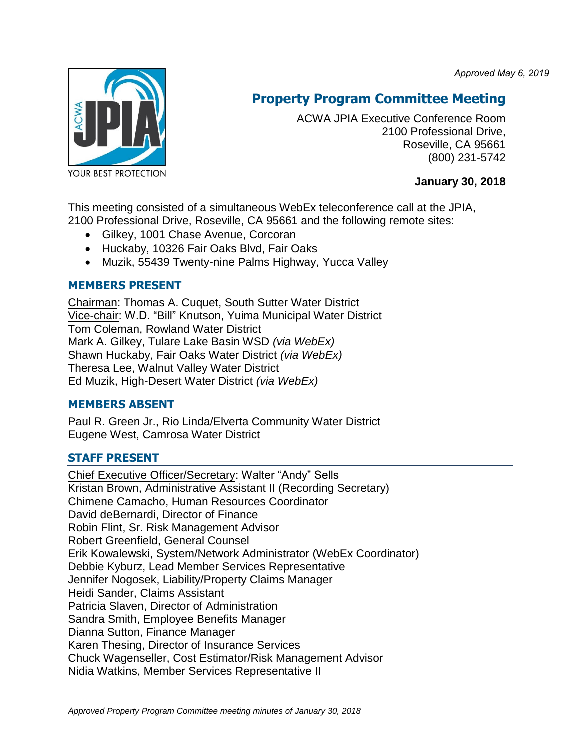*Approved May 6, 2019*

# Property Program Committee Meeting

ACWA JPIA Executive Conference Room
2100 Professional Drive,
Roseville, CA 95661
(800) 231-5742

**January 30, 2018**

This meeting consisted of a simultaneous WebEx teleconference call at the JPIA, 2100 Professional Drive, Roseville, CA 95661 and the following remote sites:

- Gilkey, 1001 Chase Avenue, Corcoran
- Huckaby, 10326 Fair Oaks Blvd, Fair Oaks
- Muzik, 55439 Twenty-nine Palms Highway, Yucca Valley

## MEMBERS PRESENT

Chairman: Thomas A. Cuquet, South Sutter Water District
Vice-chair: W.D. "Bill" Knutson, Yuima Municipal Water District
Tom Coleman, Rowland Water District
Mark A. Gilkey, Tulare Lake Basin WSD *(via WebEx)*
Shawn Huckaby, Fair Oaks Water District *(via WebEx)*
Theresa Lee, Walnut Valley Water District
Ed Muzik, High-Desert Water District *(via WebEx)*

## MEMBERS ABSENT

Paul R. Green Jr., Rio Linda/Elverta Community Water District
Eugene West, Camrosa Water District

## STAFF PRESENT

Chief Executive Officer/Secretary: Walter "Andy" Sells
Kristan Brown, Administrative Assistant II (Recording Secretary)
Chimene Camacho, Human Resources Coordinator
David deBernardi, Director of Finance
Robin Flint, Sr. Risk Management Advisor
Robert Greenfield, General Counsel
Erik Kowalewski, System/Network Administrator (WebEx Coordinator)
Debbie Kyburz, Lead Member Services Representative
Jennifer Nogosek, Liability/Property Claims Manager
Heidi Sander, Claims Assistant
Patricia Slaven, Director of Administration
Sandra Smith, Employee Benefits Manager
Dianna Sutton, Finance Manager
Karen Thesing, Director of Insurance Services
Chuck Wagenseller, Cost Estimator/Risk Management Advisor
Nidia Watkins, Member Services Representative II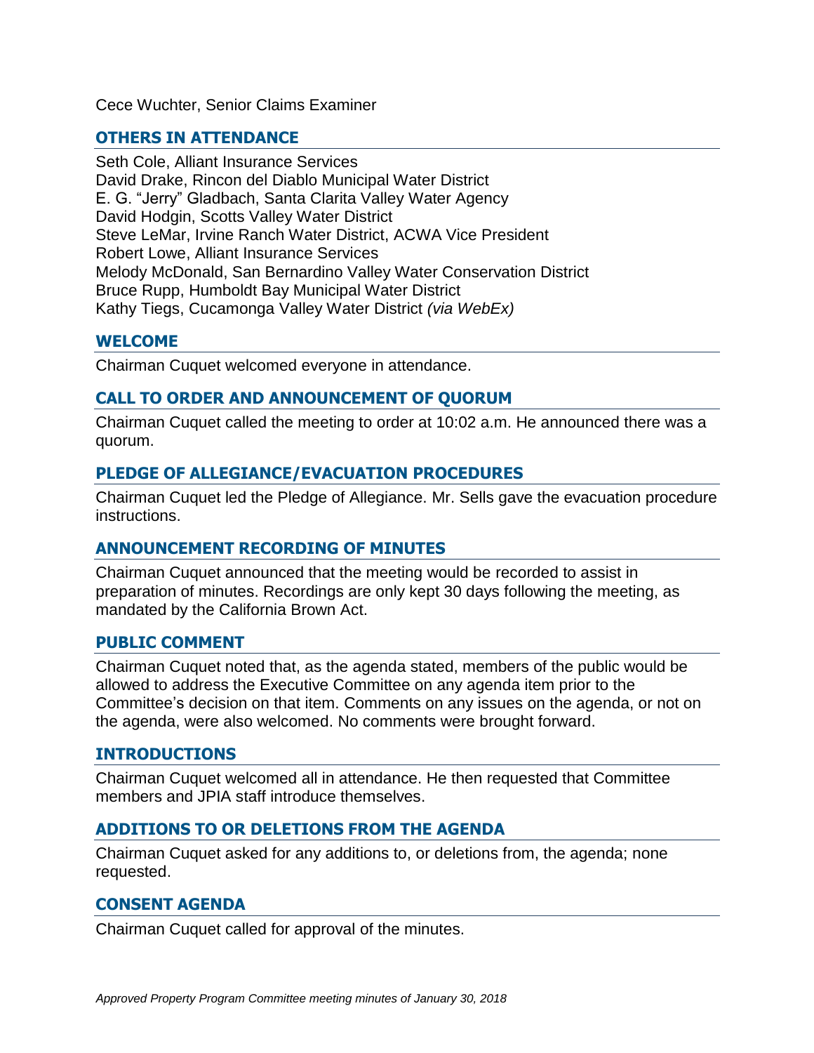Cece Wuchter, Senior Claims Examiner

## OTHERS IN ATTENDANCE

Seth Cole, Alliant Insurance Services
David Drake, Rincon del Diablo Municipal Water District
E. G. "Jerry" Gladbach, Santa Clarita Valley Water Agency
David Hodgin, Scotts Valley Water District
Steve LeMar, Irvine Ranch Water District, ACWA Vice President
Robert Lowe, Alliant Insurance Services
Melody McDonald, San Bernardino Valley Water Conservation District
Bruce Rupp, Humboldt Bay Municipal Water District
Kathy Tiegs, Cucamonga Valley Water District *(via WebEx)*

## WELCOME

Chairman Cuquet welcomed everyone in attendance.

## CALL TO ORDER AND ANNOUNCEMENT OF QUORUM

Chairman Cuquet called the meeting to order at 10:02 a.m. He announced there was a quorum.

## PLEDGE OF ALLEGIANCE/EVACUATION PROCEDURES

Chairman Cuquet led the Pledge of Allegiance. Mr. Sells gave the evacuation procedure instructions.

## ANNOUNCEMENT RECORDING OF MINUTES

Chairman Cuquet announced that the meeting would be recorded to assist in preparation of minutes. Recordings are only kept 30 days following the meeting, as mandated by the California Brown Act.

## PUBLIC COMMENT

Chairman Cuquet noted that, as the agenda stated, members of the public would be allowed to address the Executive Committee on any agenda item prior to the Committee's decision on that item. Comments on any issues on the agenda, or not on the agenda, were also welcomed. No comments were brought forward.

## INTRODUCTIONS

Chairman Cuquet welcomed all in attendance. He then requested that Committee members and JPIA staff introduce themselves.

## ADDITIONS TO OR DELETIONS FROM THE AGENDA

Chairman Cuquet asked for any additions to, or deletions from, the agenda; none requested.

## CONSENT AGENDA

Chairman Cuquet called for approval of the minutes.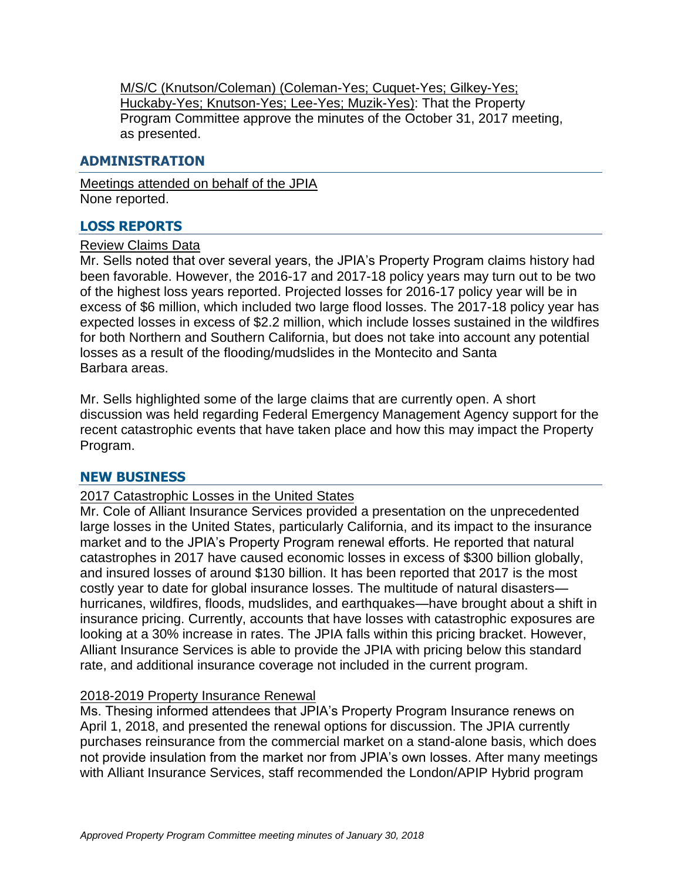M/S/C (Knutson/Coleman) (Coleman-Yes; Cuquet-Yes; Gilkey-Yes; Huckaby-Yes; Knutson-Yes; Lee-Yes; Muzik-Yes): That the Property Program Committee approve the minutes of the October 31, 2017 meeting, as presented.

## ADMINISTRATION

Meetings attended on behalf of the JPIA

None reported.

## LOSS REPORTS

Review Claims Data

Mr. Sells noted that over several years, the JPIA's Property Program claims history had been favorable. However, the 2016-17 and 2017-18 policy years may turn out to be two of the highest loss years reported. Projected losses for 2016-17 policy year will be in excess of $6 million, which included two large flood losses. The 2017-18 policy year has expected losses in excess of $2.2 million, which include losses sustained in the wildfires for both Northern and Southern California, but does not take into account any potential losses as a result of the flooding/mudslides in the Montecito and Santa Barbara areas.

Mr. Sells highlighted some of the large claims that are currently open. A short discussion was held regarding Federal Emergency Management Agency support for the recent catastrophic events that have taken place and how this may impact the Property Program.

## NEW BUSINESS

2017 Catastrophic Losses in the United States

Mr. Cole of Alliant Insurance Services provided a presentation on the unprecedented large losses in the United States, particularly California, and its impact to the insurance market and to the JPIA's Property Program renewal efforts. He reported that natural catastrophes in 2017 have caused economic losses in excess of $300 billion globally, and insured losses of around $130 billion. It has been reported that 2017 is the most costly year to date for global insurance losses. The multitude of natural disasters—hurricanes, wildfires, floods, mudslides, and earthquakes—have brought about a shift in insurance pricing. Currently, accounts that have losses with catastrophic exposures are looking at a 30% increase in rates. The JPIA falls within this pricing bracket. However, Alliant Insurance Services is able to provide the JPIA with pricing below this standard rate, and additional insurance coverage not included in the current program.

2018-2019 Property Insurance Renewal

Ms. Thesing informed attendees that JPIA's Property Program Insurance renews on April 1, 2018, and presented the renewal options for discussion. The JPIA currently purchases reinsurance from the commercial market on a stand-alone basis, which does not provide insulation from the market nor from JPIA's own losses. After many meetings with Alliant Insurance Services, staff recommended the London/APIP Hybrid program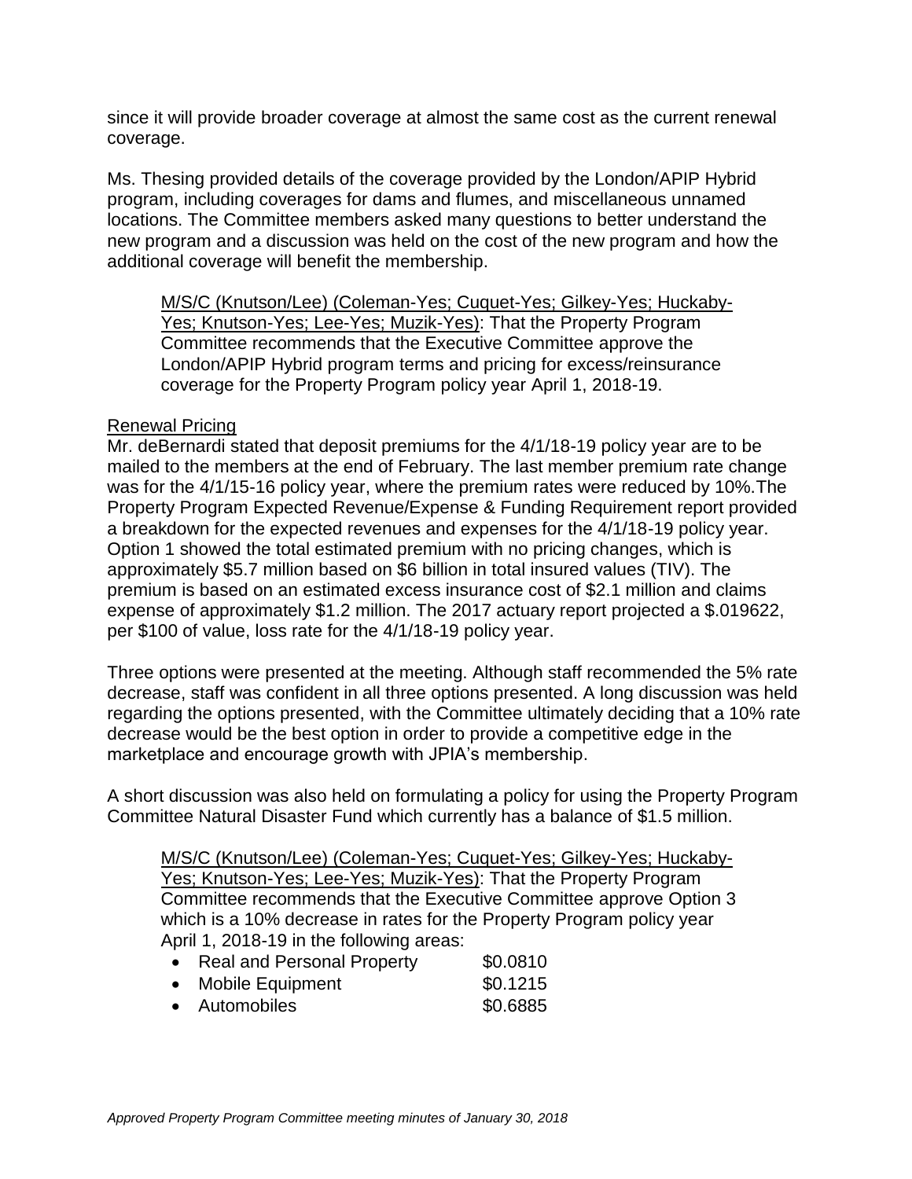since it will provide broader coverage at almost the same cost as the current renewal coverage.

Ms. Thesing provided details of the coverage provided by the London/APIP Hybrid program, including coverages for dams and flumes, and miscellaneous unnamed locations. The Committee members asked many questions to better understand the new program and a discussion was held on the cost of the new program and how the additional coverage will benefit the membership.

> M/S/C (Knutson/Lee) (Coleman-Yes; Cuquet-Yes; Gilkey-Yes; Huckaby-Yes; Knutson-Yes; Lee-Yes; Muzik-Yes): That the Property Program Committee recommends that the Executive Committee approve the London/APIP Hybrid program terms and pricing for excess/reinsurance coverage for the Property Program policy year April 1, 2018-19.

Renewal Pricing

Mr. deBernardi stated that deposit premiums for the 4/1/18-19 policy year are to be mailed to the members at the end of February. The last member premium rate change was for the 4/1/15-16 policy year, where the premium rates were reduced by 10%.The Property Program Expected Revenue/Expense & Funding Requirement report provided a breakdown for the expected revenues and expenses for the 4/1/18-19 policy year. Option 1 showed the total estimated premium with no pricing changes, which is approximately $5.7 million based on $6 billion in total insured values (TIV). The premium is based on an estimated excess insurance cost of $2.1 million and claims expense of approximately $1.2 million. The 2017 actuary report projected a $.019622, per $100 of value, loss rate for the 4/1/18-19 policy year.

Three options were presented at the meeting. Although staff recommended the 5% rate decrease, staff was confident in all three options presented. A long discussion was held regarding the options presented, with the Committee ultimately deciding that a 10% rate decrease would be the best option in order to provide a competitive edge in the marketplace and encourage growth with JPIA's membership.

A short discussion was also held on formulating a policy for using the Property Program Committee Natural Disaster Fund which currently has a balance of $1.5 million.

> M/S/C (Knutson/Lee) (Coleman-Yes; Cuquet-Yes; Gilkey-Yes; Huckaby-Yes; Knutson-Yes; Lee-Yes; Muzik-Yes): That the Property Program Committee recommends that the Executive Committee approve Option 3 which is a 10% decrease in rates for the Property Program policy year April 1, 2018-19 in the following areas:
>
> - Real and Personal Property $0.0810
> - Mobile Equipment $0.1215
> - Automobiles $0.6885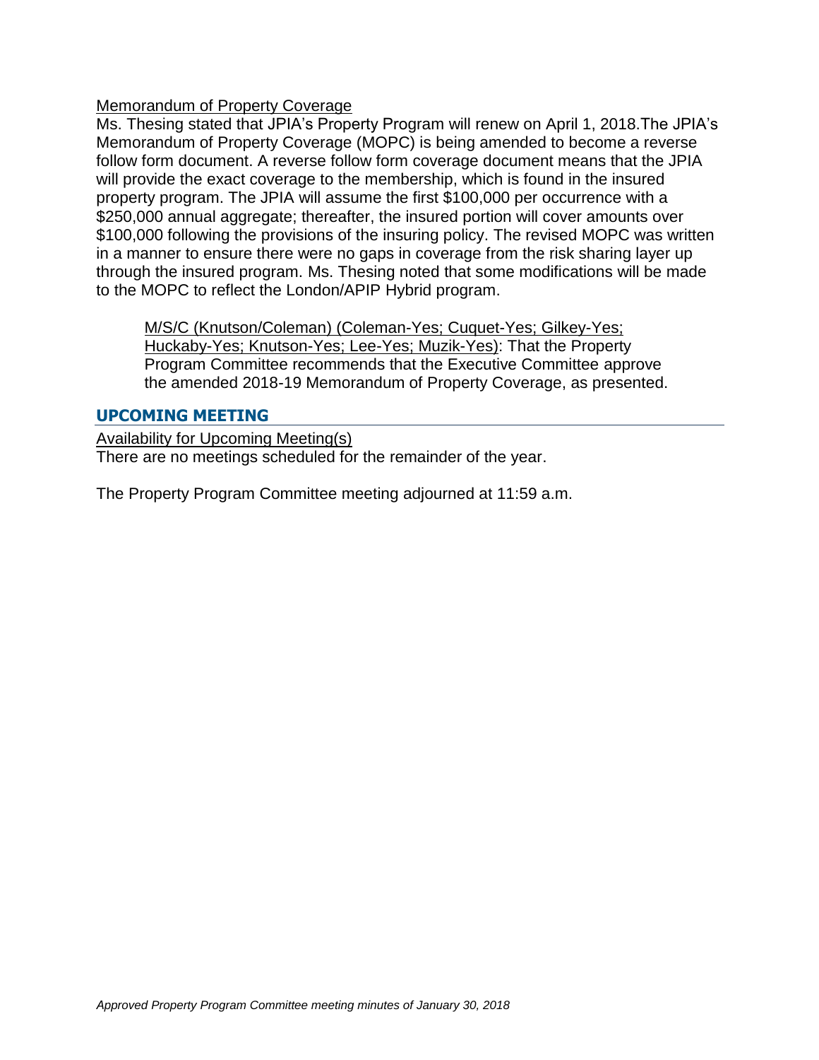Memorandum of Property Coverage

Ms. Thesing stated that JPIA's Property Program will renew on April 1, 2018.The JPIA's Memorandum of Property Coverage (MOPC) is being amended to become a reverse follow form document. A reverse follow form coverage document means that the JPIA will provide the exact coverage to the membership, which is found in the insured property program. The JPIA will assume the first $100,000 per occurrence with a $250,000 annual aggregate; thereafter, the insured portion will cover amounts over $100,000 following the provisions of the insuring policy. The revised MOPC was written in a manner to ensure there were no gaps in coverage from the risk sharing layer up through the insured program. Ms. Thesing noted that some modifications will be made to the MOPC to reflect the London/APIP Hybrid program.

> M/S/C (Knutson/Coleman) (Coleman-Yes; Cuquet-Yes; Gilkey-Yes; Huckaby-Yes; Knutson-Yes; Lee-Yes; Muzik-Yes): That the Property Program Committee recommends that the Executive Committee approve the amended 2018-19 Memorandum of Property Coverage, as presented.

## UPCOMING MEETING

Availability for Upcoming Meeting(s)

There are no meetings scheduled for the remainder of the year.

The Property Program Committee meeting adjourned at 11:59 a.m.